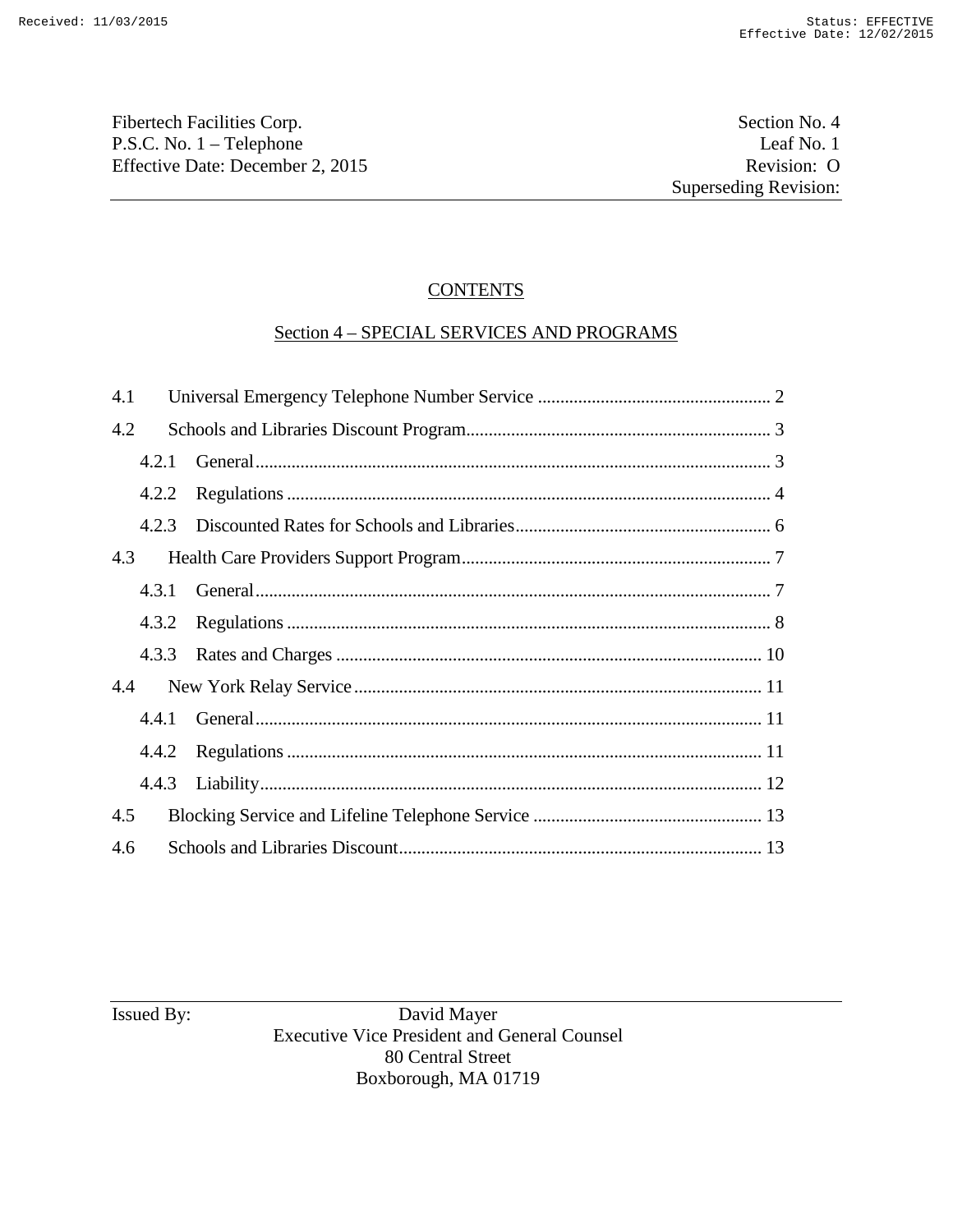Fibertech Facilities Corp.
P.S.C. No. 1 – Telephone
Effective Date: December 2, 2015

Section No. 4
Leaf No. 1
Revision: O
Superseding Revision:

# CONTENTS

## Section 4 – SPECIAL SERVICES AND PROGRAMS

4.1 Universal Emergency Telephone Number Service .................................................... 2

4.2 Schools and Libraries Discount Program.................................................................... 3

- 4.2.1 General.................................................................................................................. 3
- 4.2.2 Regulations ........................................................................................................... 4
- 4.2.3 Discounted Rates for Schools and Libraries......................................................... 6

4.3 Health Care Providers Support Program..................................................................... 7

- 4.3.1 General.................................................................................................................. 7
- 4.3.2 Regulations ........................................................................................................... 8
- 4.3.3 Rates and Charges .............................................................................................. 10

4.4 New York Relay Service ........................................................................................... 11

- 4.4.1 General................................................................................................................ 11
- 4.4.2 Regulations ......................................................................................................... 11
- 4.4.3 Liability............................................................................................................... 12

4.5 Blocking Service and Lifeline Telephone Service ................................................... 13

4.6 Schools and Libraries Discount................................................................................. 13

Issued By: David Mayer
Executive Vice President and General Counsel
80 Central Street
Boxborough, MA 01719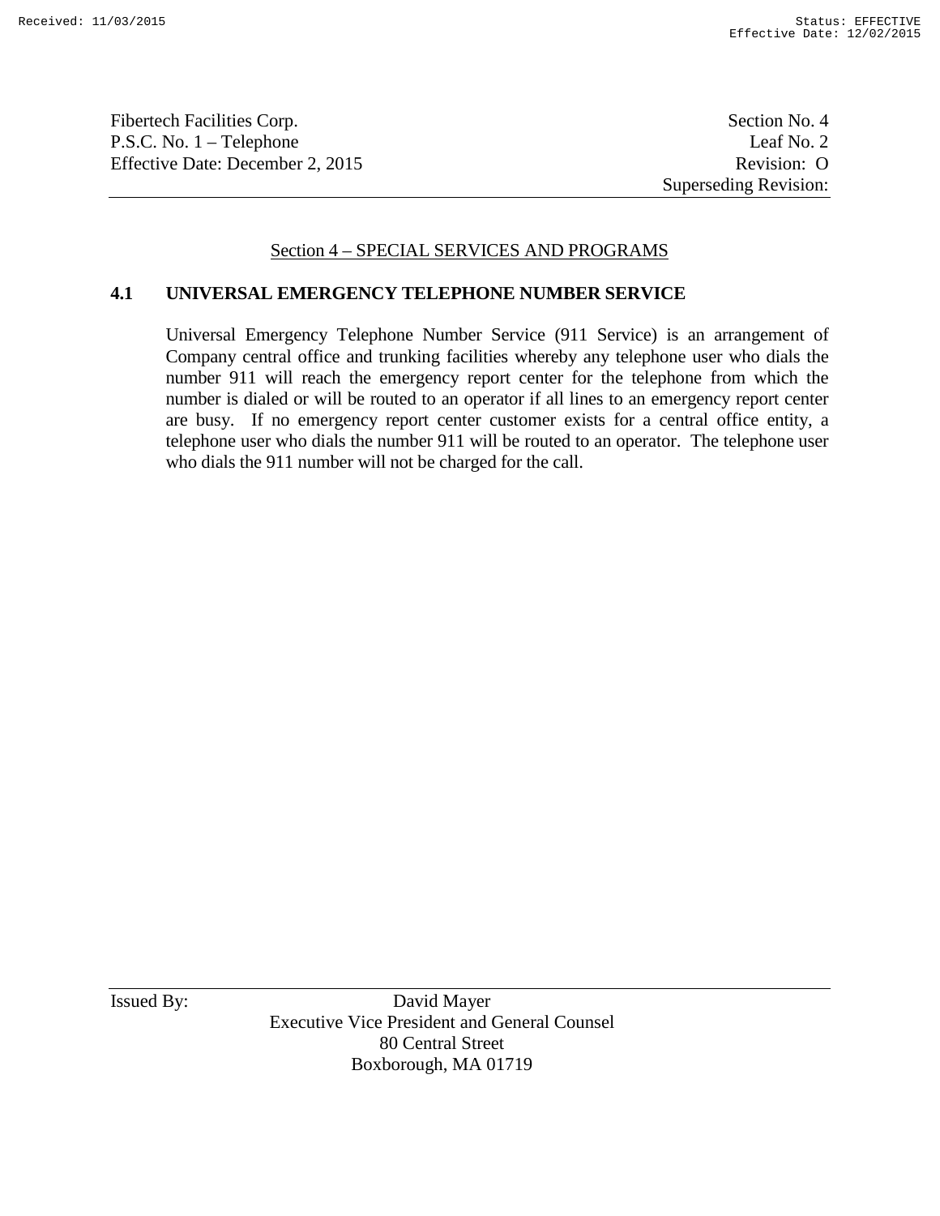## Section 4 – SPECIAL SERVICES AND PROGRAMS

### 4.1 UNIVERSAL EMERGENCY TELEPHONE NUMBER SERVICE

Universal Emergency Telephone Number Service (911 Service) is an arrangement of Company central office and trunking facilities whereby any telephone user who dials the number 911 will reach the emergency report center for the telephone from which the number is dialed or will be routed to an operator if all lines to an emergency report center are busy. If no emergency report center customer exists for a central office entity, a telephone user who dials the number 911 will be routed to an operator. The telephone user who dials the 911 number will not be charged for the call.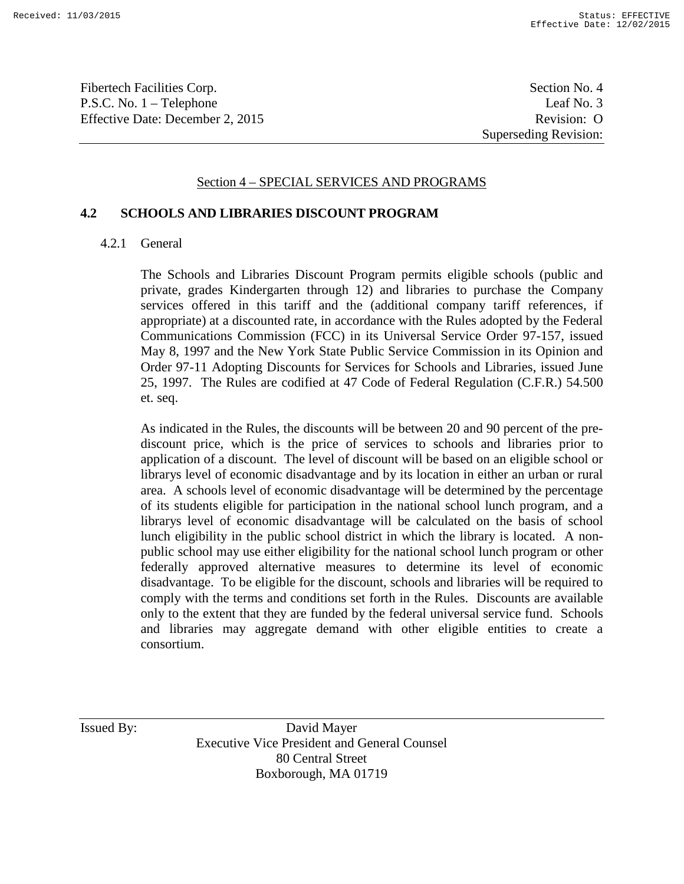Fibertech Facilities Corp.
P.S.C. No. 1 – Telephone
Effective Date: December 2, 2015

Section No. 4
Leaf No. 3
Revision: O
Superseding Revision:

Section 4 – SPECIAL SERVICES AND PROGRAMS

## 4.2 SCHOOLS AND LIBRARIES DISCOUNT PROGRAM

### 4.2.1 General

The Schools and Libraries Discount Program permits eligible schools (public and private, grades Kindergarten through 12) and libraries to purchase the Company services offered in this tariff and the (additional company tariff references, if appropriate) at a discounted rate, in accordance with the Rules adopted by the Federal Communications Commission (FCC) in its Universal Service Order 97-157, issued May 8, 1997 and the New York State Public Service Commission in its Opinion and Order 97-11 Adopting Discounts for Services for Schools and Libraries, issued June 25, 1997. The Rules are codified at 47 Code of Federal Regulation (C.F.R.) 54.500 et. seq.

As indicated in the Rules, the discounts will be between 20 and 90 percent of the pre-discount price, which is the price of services to schools and libraries prior to application of a discount. The level of discount will be based on an eligible school or librarys level of economic disadvantage and by its location in either an urban or rural area. A schools level of economic disadvantage will be determined by the percentage of its students eligible for participation in the national school lunch program, and a librarys level of economic disadvantage will be calculated on the basis of school lunch eligibility in the public school district in which the library is located. A non-public school may use either eligibility for the national school lunch program or other federally approved alternative measures to determine its level of economic disadvantage. To be eligible for the discount, schools and libraries will be required to comply with the terms and conditions set forth in the Rules. Discounts are available only to the extent that they are funded by the federal universal service fund. Schools and libraries may aggregate demand with other eligible entities to create a consortium.

Issued By: David Mayer
Executive Vice President and General Counsel
80 Central Street
Boxborough, MA 01719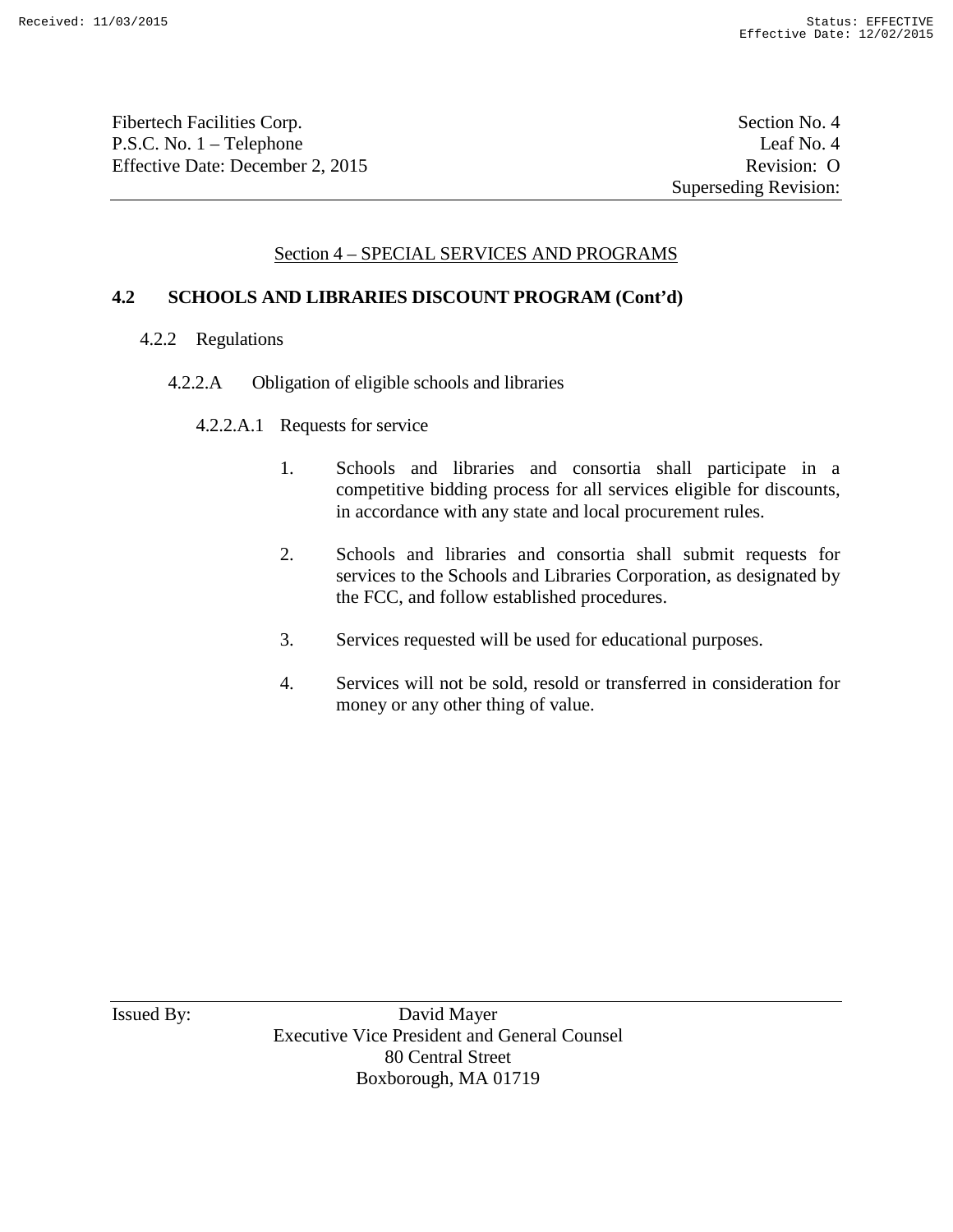Section 4 – SPECIAL SERVICES AND PROGRAMS

## 4.2 SCHOOLS AND LIBRARIES DISCOUNT PROGRAM (Cont'd)

4.2.2 Regulations

4.2.2.A Obligation of eligible schools and libraries

4.2.2.A.1 Requests for service

1. Schools and libraries and consortia shall participate in a competitive bidding process for all services eligible for discounts, in accordance with any state and local procurement rules.

2. Schools and libraries and consortia shall submit requests for services to the Schools and Libraries Corporation, as designated by the FCC, and follow established procedures.

3. Services requested will be used for educational purposes.

4. Services will not be sold, resold or transferred in consideration for money or any other thing of value.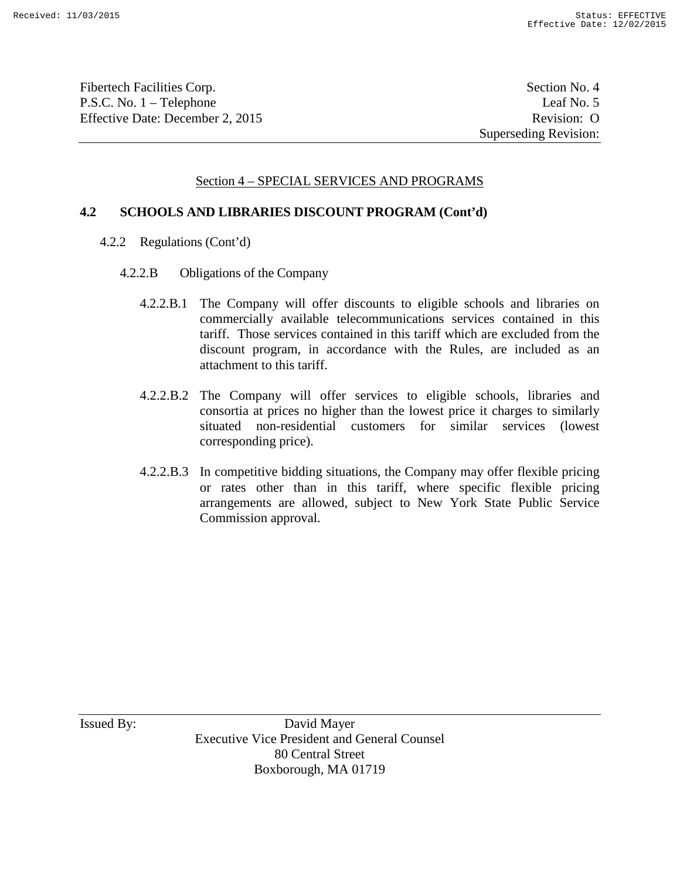## Section 4 – SPECIAL SERVICES AND PROGRAMS

### 4.2 SCHOOLS AND LIBRARIES DISCOUNT PROGRAM (Cont'd)

4.2.2 Regulations (Cont'd)

4.2.2.B Obligations of the Company

4.2.2.B.1 The Company will offer discounts to eligible schools and libraries on commercially available telecommunications services contained in this tariff. Those services contained in this tariff which are excluded from the discount program, in accordance with the Rules, are included as an attachment to this tariff.

4.2.2.B.2 The Company will offer services to eligible schools, libraries and consortia at prices no higher than the lowest price it charges to similarly situated non-residential customers for similar services (lowest corresponding price).

4.2.2.B.3 In competitive bidding situations, the Company may offer flexible pricing or rates other than in this tariff, where specific flexible pricing arrangements are allowed, subject to New York State Public Service Commission approval.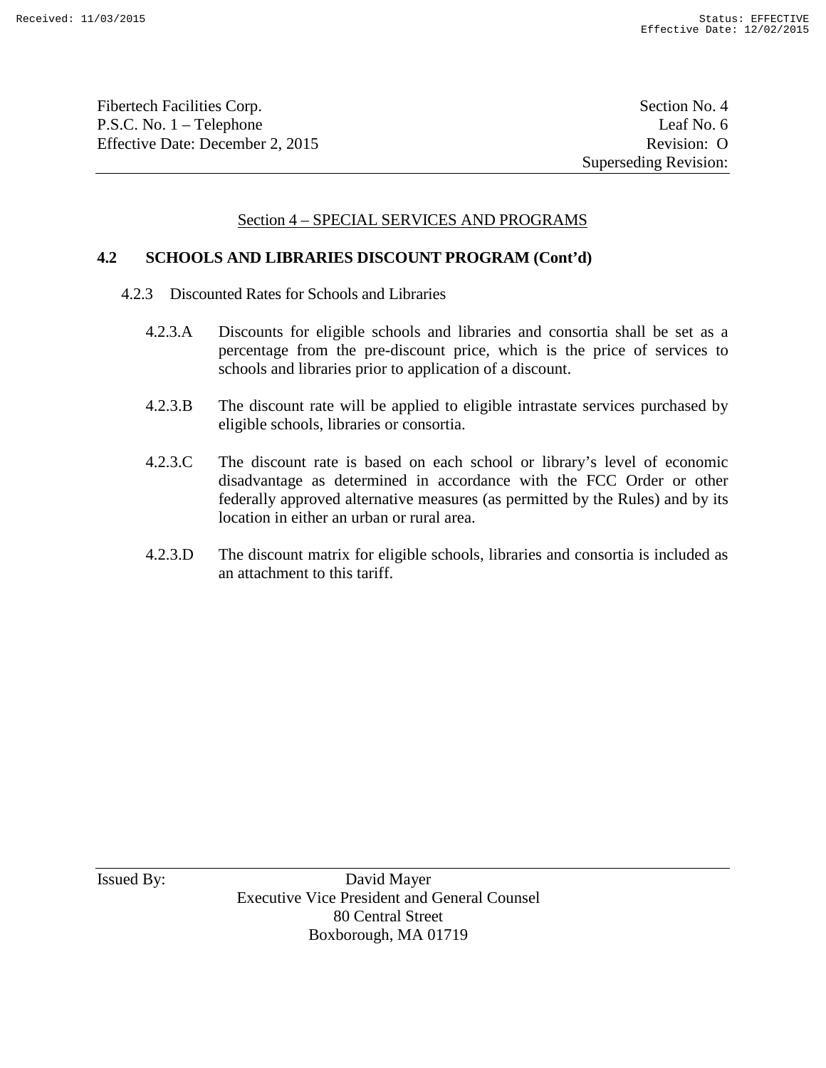## Section 4 – SPECIAL SERVICES AND PROGRAMS

### 4.2 SCHOOLS AND LIBRARIES DISCOUNT PROGRAM (Cont'd)

4.2.3 Discounted Rates for Schools and Libraries

4.2.3.A Discounts for eligible schools and libraries and consortia shall be set as a percentage from the pre-discount price, which is the price of services to schools and libraries prior to application of a discount.

4.2.3.B The discount rate will be applied to eligible intrastate services purchased by eligible schools, libraries or consortia.

4.2.3.C The discount rate is based on each school or library's level of economic disadvantage as determined in accordance with the FCC Order or other federally approved alternative measures (as permitted by the Rules) and by its location in either an urban or rural area.

4.2.3.D The discount matrix for eligible schools, libraries and consortia is included as an attachment to this tariff.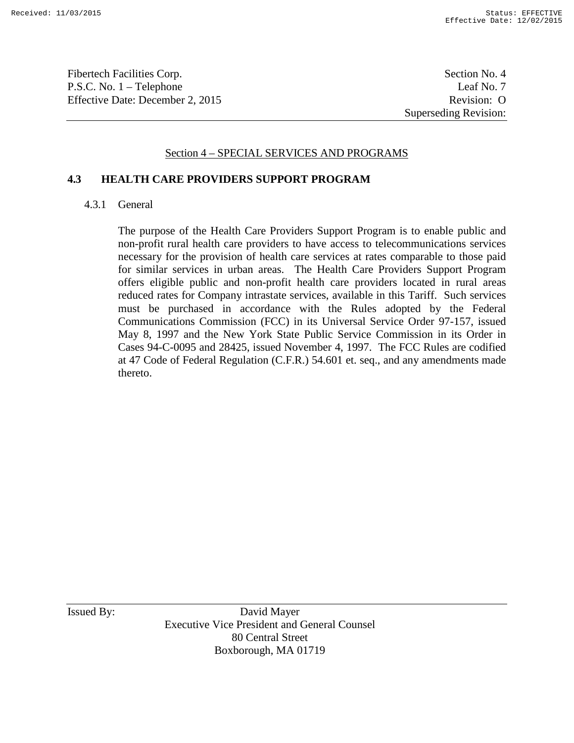Section 4 – SPECIAL SERVICES AND PROGRAMS

## 4.3 HEALTH CARE PROVIDERS SUPPORT PROGRAM

### 4.3.1 General

The purpose of the Health Care Providers Support Program is to enable public and non-profit rural health care providers to have access to telecommunications services necessary for the provision of health care services at rates comparable to those paid for similar services in urban areas. The Health Care Providers Support Program offers eligible public and non-profit health care providers located in rural areas reduced rates for Company intrastate services, available in this Tariff. Such services must be purchased in accordance with the Rules adopted by the Federal Communications Commission (FCC) in its Universal Service Order 97-157, issued May 8, 1997 and the New York State Public Service Commission in its Order in Cases 94-C-0095 and 28425, issued November 4, 1997. The FCC Rules are codified at 47 Code of Federal Regulation (C.F.R.) 54.601 et. seq., and any amendments made thereto.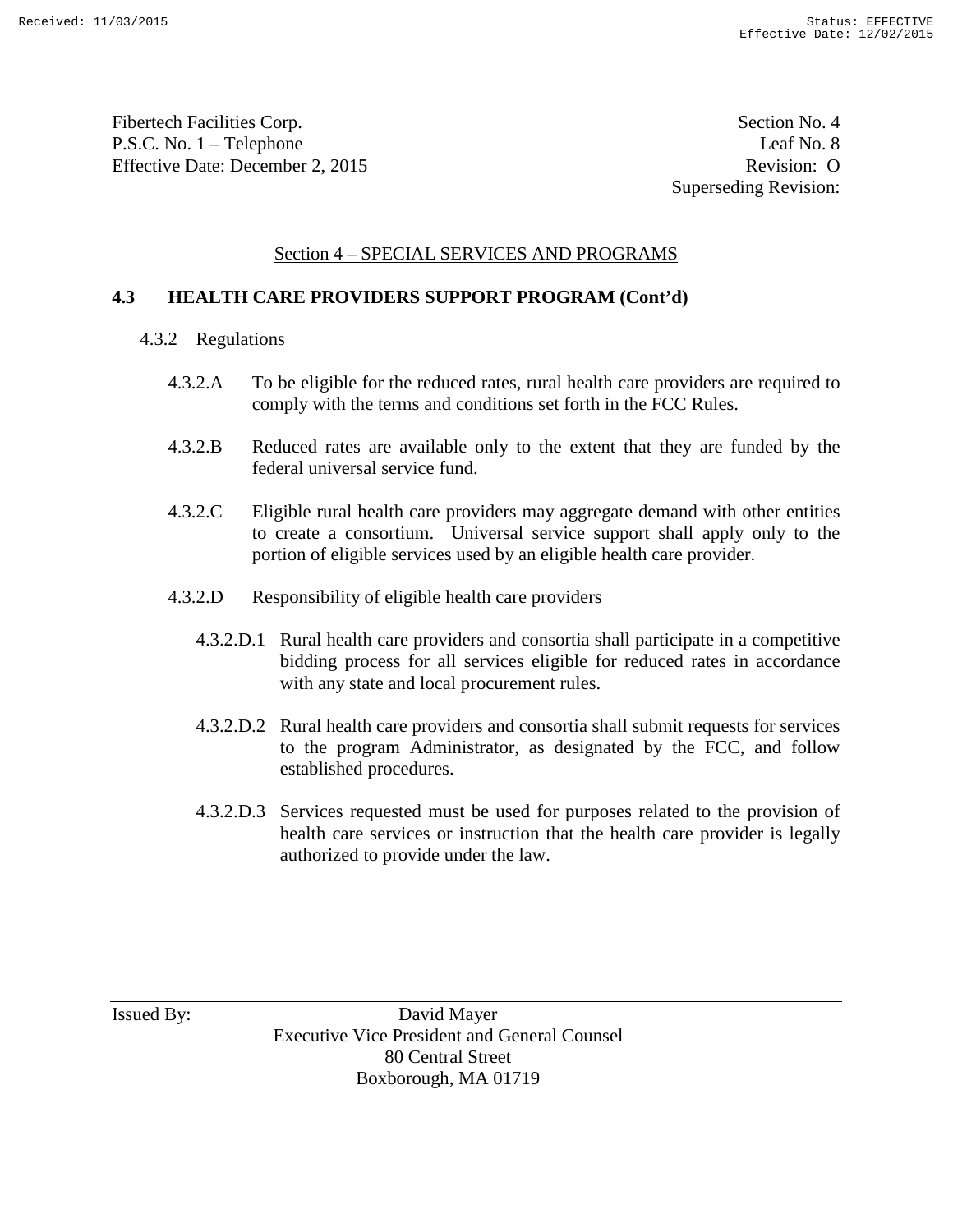## Section 4 – SPECIAL SERVICES AND PROGRAMS

### 4.3 HEALTH CARE PROVIDERS SUPPORT PROGRAM (Cont'd)

4.3.2 Regulations

4.3.2.A To be eligible for the reduced rates, rural health care providers are required to comply with the terms and conditions set forth in the FCC Rules.

4.3.2.B Reduced rates are available only to the extent that they are funded by the federal universal service fund.

4.3.2.C Eligible rural health care providers may aggregate demand with other entities to create a consortium. Universal service support shall apply only to the portion of eligible services used by an eligible health care provider.

4.3.2.D Responsibility of eligible health care providers

4.3.2.D.1 Rural health care providers and consortia shall participate in a competitive bidding process for all services eligible for reduced rates in accordance with any state and local procurement rules.

4.3.2.D.2 Rural health care providers and consortia shall submit requests for services to the program Administrator, as designated by the FCC, and follow established procedures.

4.3.2.D.3 Services requested must be used for purposes related to the provision of health care services or instruction that the health care provider is legally authorized to provide under the law.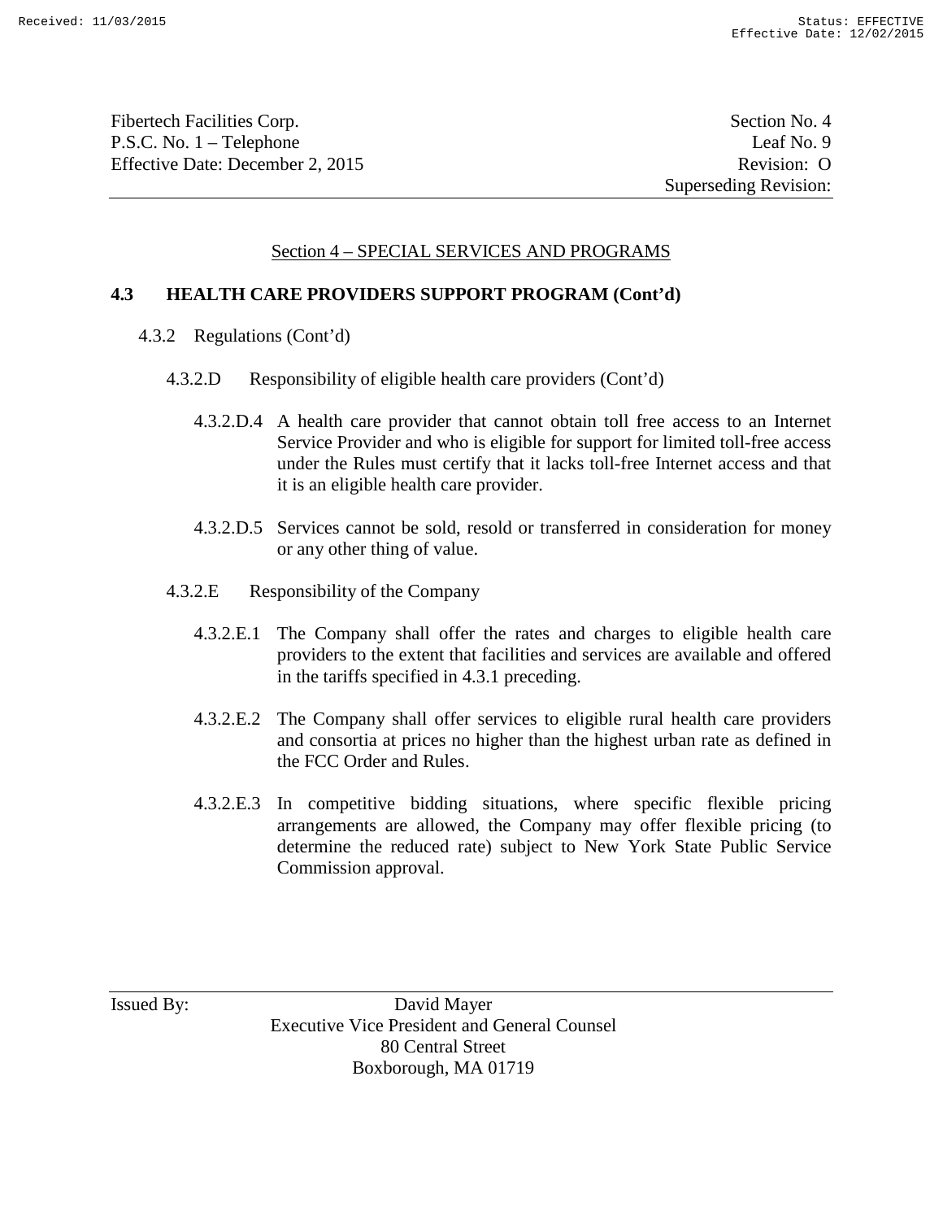## Section 4 – SPECIAL SERVICES AND PROGRAMS

### 4.3 HEALTH CARE PROVIDERS SUPPORT PROGRAM (Cont'd)

4.3.2 Regulations (Cont'd)

4.3.2.D Responsibility of eligible health care providers (Cont'd)

4.3.2.D.4 A health care provider that cannot obtain toll free access to an Internet Service Provider and who is eligible for support for limited toll-free access under the Rules must certify that it lacks toll-free Internet access and that it is an eligible health care provider.

4.3.2.D.5 Services cannot be sold, resold or transferred in consideration for money or any other thing of value.

4.3.2.E Responsibility of the Company

4.3.2.E.1 The Company shall offer the rates and charges to eligible health care providers to the extent that facilities and services are available and offered in the tariffs specified in 4.3.1 preceding.

4.3.2.E.2 The Company shall offer services to eligible rural health care providers and consortia at prices no higher than the highest urban rate as defined in the FCC Order and Rules.

4.3.2.E.3 In competitive bidding situations, where specific flexible pricing arrangements are allowed, the Company may offer flexible pricing (to determine the reduced rate) subject to New York State Public Service Commission approval.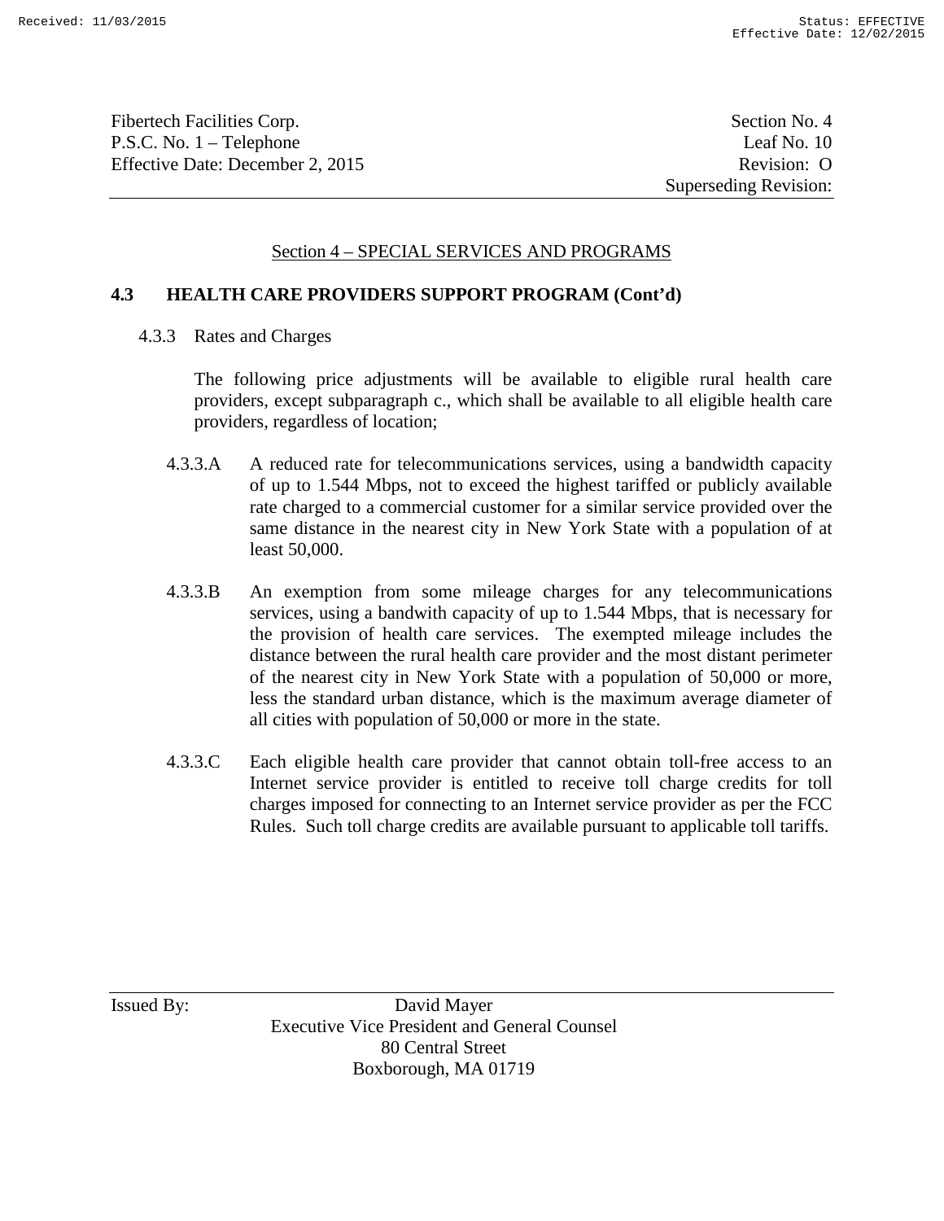## Section 4 – SPECIAL SERVICES AND PROGRAMS

### 4.3 HEALTH CARE PROVIDERS SUPPORT PROGRAM (Cont'd)

4.3.3 Rates and Charges

The following price adjustments will be available to eligible rural health care providers, except subparagraph c., which shall be available to all eligible health care providers, regardless of location;

4.3.3.A A reduced rate for telecommunications services, using a bandwidth capacity of up to 1.544 Mbps, not to exceed the highest tariffed or publicly available rate charged to a commercial customer for a similar service provided over the same distance in the nearest city in New York State with a population of at least 50,000.

4.3.3.B An exemption from some mileage charges for any telecommunications services, using a bandwith capacity of up to 1.544 Mbps, that is necessary for the provision of health care services. The exempted mileage includes the distance between the rural health care provider and the most distant perimeter of the nearest city in New York State with a population of 50,000 or more, less the standard urban distance, which is the maximum average diameter of all cities with population of 50,000 or more in the state.

4.3.3.C Each eligible health care provider that cannot obtain toll-free access to an Internet service provider is entitled to receive toll charge credits for toll charges imposed for connecting to an Internet service provider as per the FCC Rules. Such toll charge credits are available pursuant to applicable toll tariffs.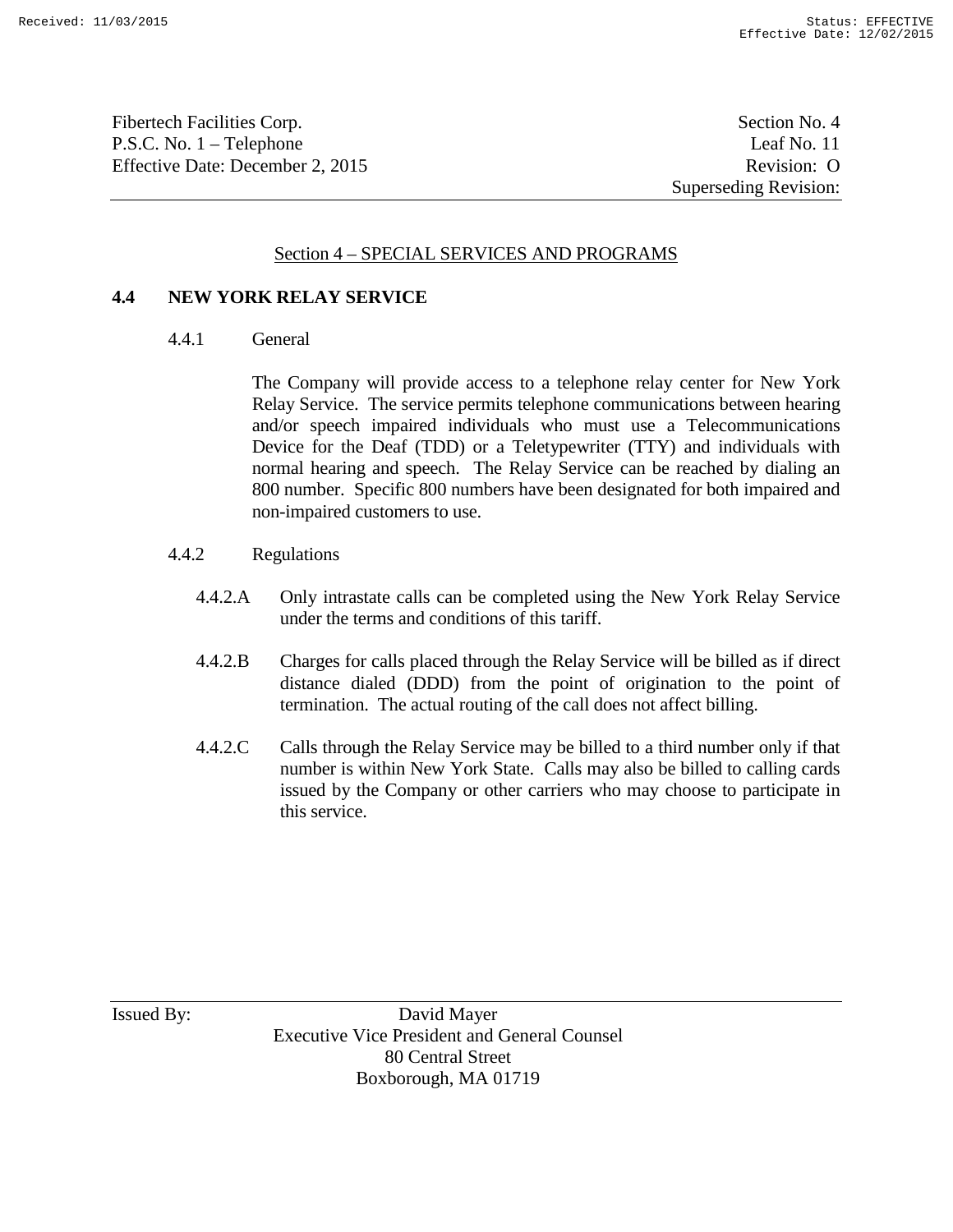## Section 4 – SPECIAL SERVICES AND PROGRAMS

### 4.4 NEW YORK RELAY SERVICE

4.4.1 General

The Company will provide access to a telephone relay center for New York Relay Service. The service permits telephone communications between hearing and/or speech impaired individuals who must use a Telecommunications Device for the Deaf (TDD) or a Teletypewriter (TTY) and individuals with normal hearing and speech. The Relay Service can be reached by dialing an 800 number. Specific 800 numbers have been designated for both impaired and non-impaired customers to use.

4.4.2 Regulations

4.4.2.A Only intrastate calls can be completed using the New York Relay Service under the terms and conditions of this tariff.

4.4.2.B Charges for calls placed through the Relay Service will be billed as if direct distance dialed (DDD) from the point of origination to the point of termination. The actual routing of the call does not affect billing.

4.4.2.C Calls through the Relay Service may be billed to a third number only if that number is within New York State. Calls may also be billed to calling cards issued by the Company or other carriers who may choose to participate in this service.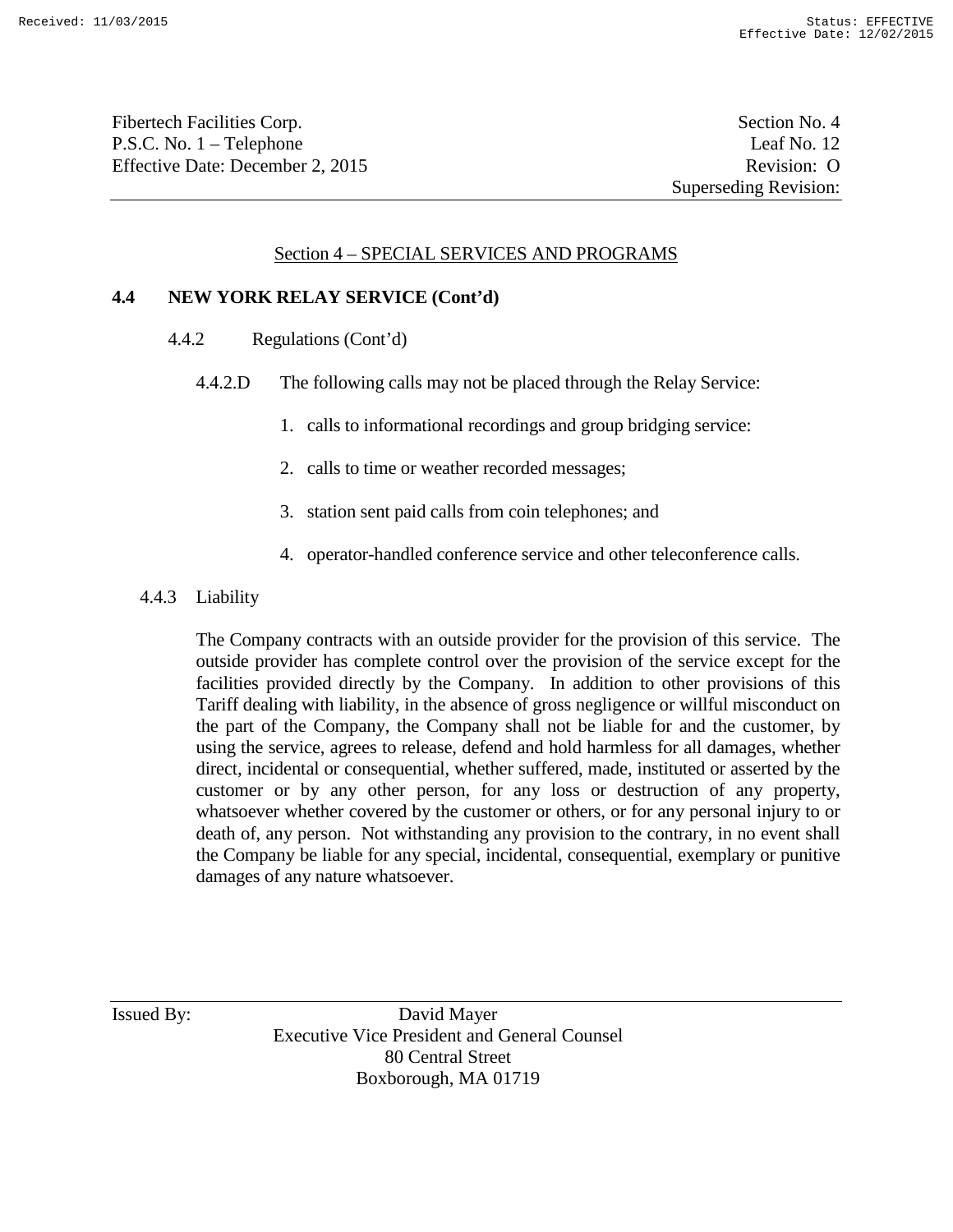Fibertech Facilities Corp.
P.S.C. No. 1 – Telephone
Effective Date: December 2, 2015

Section No. 4
Leaf No. 12
Revision: O
Superseding Revision:

Section 4 – SPECIAL SERVICES AND PROGRAMS

## 4.4 NEW YORK RELAY SERVICE (Cont'd)

### 4.4.2 Regulations (Cont'd)

4.4.2.D The following calls may not be placed through the Relay Service:

1. calls to informational recordings and group bridging service:
2. calls to time or weather recorded messages;
3. station sent paid calls from coin telephones; and
4. operator-handled conference service and other teleconference calls.

### 4.4.3 Liability

The Company contracts with an outside provider for the provision of this service. The outside provider has complete control over the provision of the service except for the facilities provided directly by the Company. In addition to other provisions of this Tariff dealing with liability, in the absence of gross negligence or willful misconduct on the part of the Company, the Company shall not be liable for and the customer, by using the service, agrees to release, defend and hold harmless for all damages, whether direct, incidental or consequential, whether suffered, made, instituted or asserted by the customer or by any other person, for any loss or destruction of any property, whatsoever whether covered by the customer or others, or for any personal injury to or death of, any person. Not withstanding any provision to the contrary, in no event shall the Company be liable for any special, incidental, consequential, exemplary or punitive damages of any nature whatsoever.

Issued By: David Mayer
Executive Vice President and General Counsel
80 Central Street
Boxborough, MA 01719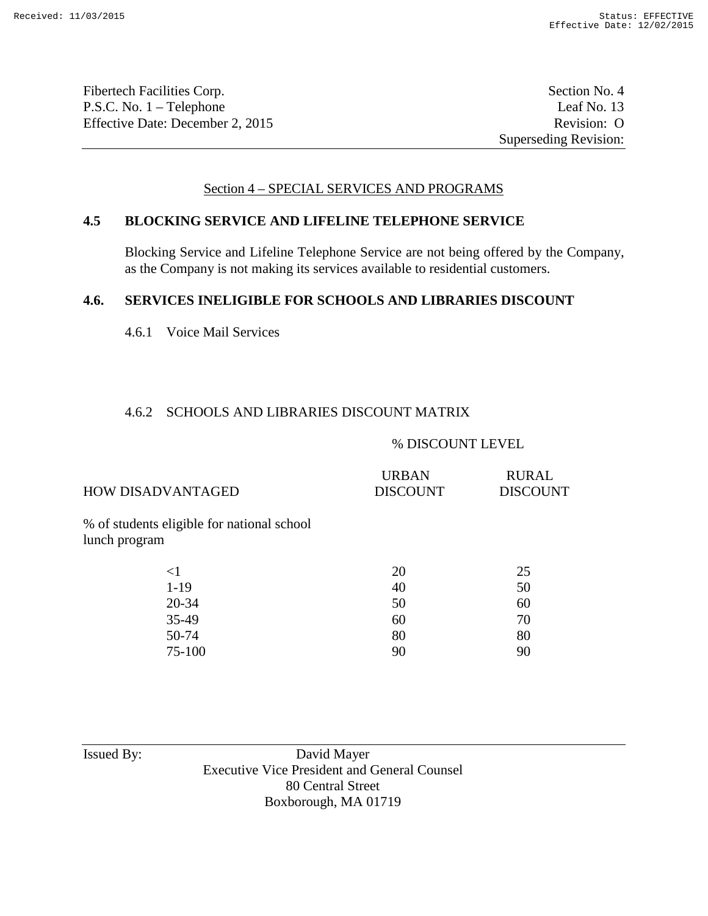Fibertech Facilities Corp.
P.S.C. No. 1 – Telephone
Effective Date: December 2, 2015

Section No. 4
Leaf No. 13
Revision: O
Superseding Revision:

## Section 4 – SPECIAL SERVICES AND PROGRAMS

### 4.5 BLOCKING SERVICE AND LIFELINE TELEPHONE SERVICE

Blocking Service and Lifeline Telephone Service are not being offered by the Company, as the Company is not making its services available to residential customers.

### 4.6. SERVICES INELIGIBLE FOR SCHOOLS AND LIBRARIES DISCOUNT

4.6.1 Voice Mail Services

4.6.2 SCHOOLS AND LIBRARIES DISCOUNT MATRIX

| | % DISCOUNT LEVEL | |
|---|---|---|
| HOW DISADVANTAGED | URBAN DISCOUNT | RURAL DISCOUNT |
| % of students eligible for national school lunch program | | |
| <1 | 20 | 25 |
| 1-19 | 40 | 50 |
| 20-34 | 50 | 60 |
| 35-49 | 60 | 70 |
| 50-74 | 80 | 80 |
| 75-100 | 90 | 90 |

Issued By: David Mayer
Executive Vice President and General Counsel
80 Central Street
Boxborough, MA 01719